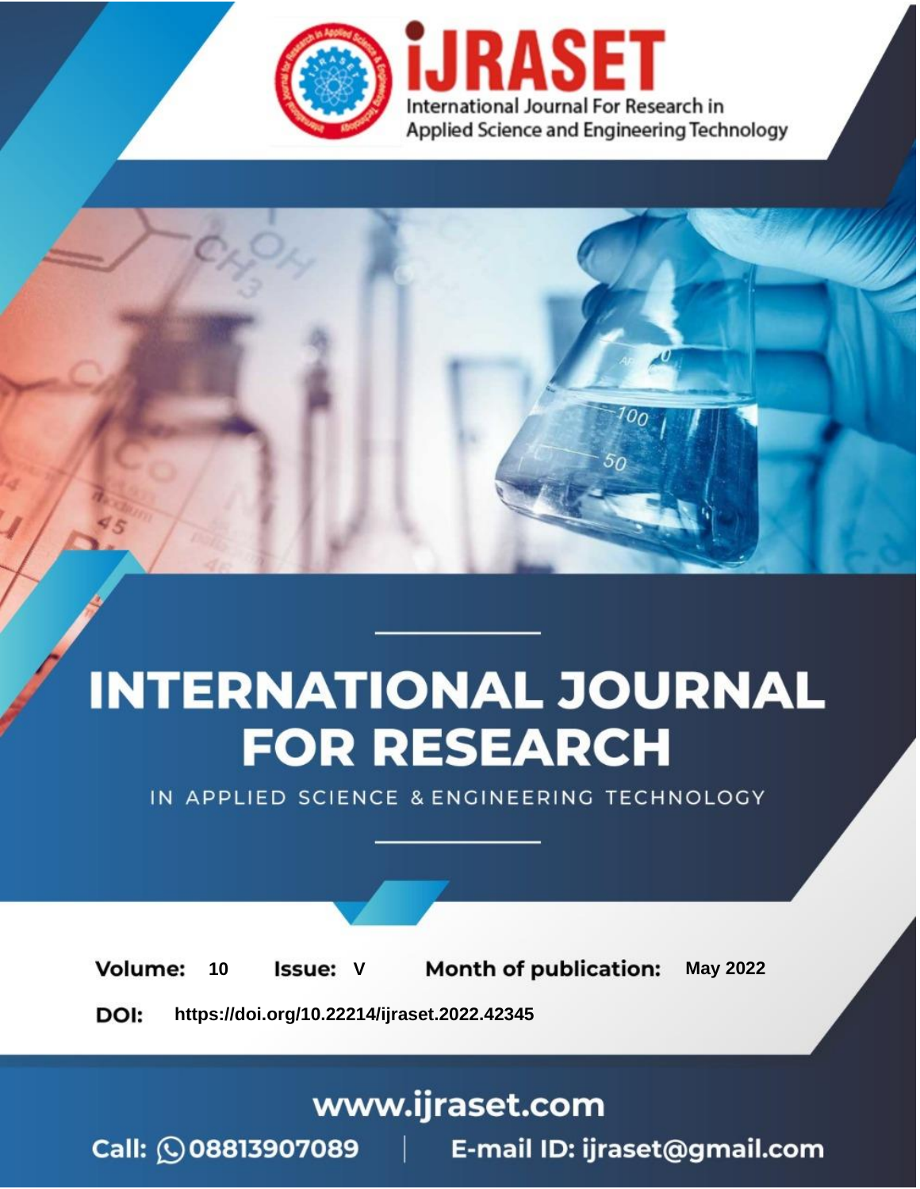iJRASET

International Journal For Research in Applied Science and Engineering Technology

# INTERNATIONAL JOURNAL FOR RESEARCH

IN APPLIED SCIENCE & ENGINEERING TECHNOLOGY

**Volume:** 10 **Issue:** V **Month of publication:** May 2022

**DOI:** https://doi.org/10.22214/ijraset.2022.42345

www.ijraset.com

Call: 08813907089 | E-mail ID: ijraset@gmail.com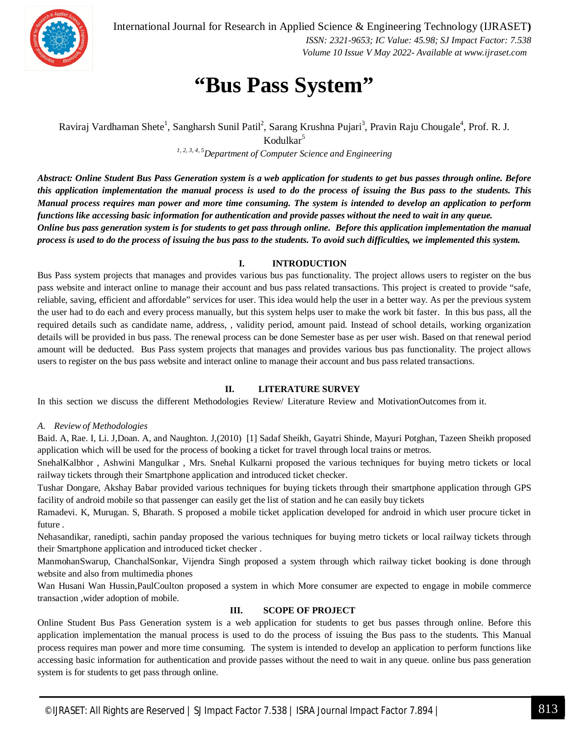# "Bus Pass System"

Raviraj Vardhaman Shete[1], Sangharsh Sunil Patil[2], Sarang Krushna Pujari[3], Pravin Raju Chougale[4], Prof. R. J. Kodulkar[5]

[1, 2, 3, 4, 5]*Department of Computer Science and Engineering*

***Abstract: Online Student Bus Pass Generation system is a web application for students to get bus passes through online. Before this application implementation the manual process is used to do the process of issuing the Bus pass to the students. This Manual process requires man power and more time consuming. The system is intended to develop an application to perform functions like accessing basic information for authentication and provide passes without the need to wait in any queue.***
***Online bus pass generation system is for students to get pass through online. Before this application implementation the manual process is used to do the process of issuing the bus pass to the students. To avoid such difficulties, we implemented this system.***

## I. INTRODUCTION

Bus Pass system projects that manages and provides various bus pas functionality. The project allows users to register on the bus pass website and interact online to manage their account and bus pass related transactions. This project is created to provide "safe, reliable, saving, efficient and affordable" services for user. This idea would help the user in a better way. As per the previous system the user had to do each and every process manually, but this system helps user to make the work bit faster. In this bus pass, all the required details such as candidate name, address, , validity period, amount paid. Instead of school details, working organization details will be provided in bus pass. The renewal process can be done Semester base as per user wish. Based on that renewal period amount will be deducted. Bus Pass system projects that manages and provides various bus pas functionality. The project allows users to register on the bus pass website and interact online to manage their account and bus pass related transactions.

## II. LITERATURE SURVEY

In this section we discuss the different Methodologies Review/ Literature Review and MotivationOutcomes from it.

### *A. Review of Methodologies*

Baid. A, Rae. I, Li. J,Doan. A, and Naughton. J,(2010) [1] Sadaf Sheikh, Gayatri Shinde, Mayuri Potghan, Tazeen Sheikh proposed application which will be used for the process of booking a ticket for travel through local trains or metros.

SnehalKalbhor , Ashwini Mangulkar , Mrs. Snehal Kulkarni proposed the various techniques for buying metro tickets or local railway tickets through their Smartphone application and introduced ticket checker.

Tushar Dongare, Akshay Babar provided various techniques for buying tickets through their smartphone application through GPS facility of android mobile so that passenger can easily get the list of station and he can easily buy tickets

Ramadevi. K, Murugan. S, Bharath. S proposed a mobile ticket application developed for android in which user procure ticket in future .

Nehasandikar, ranedipti, sachin panday proposed the various techniques for buying metro tickets or local railway tickets through their Smartphone application and introduced ticket checker .

ManmohanSwarup, ChanchalSonkar, Vijendra Singh proposed a system through which railway ticket booking is done through website and also from multimedia phones

Wan Husani Wan Hussin,PaulCoulton proposed a system in which More consumer are expected to engage in mobile commerce transaction ,wider adoption of mobile.

## III. SCOPE OF PROJECT

Online Student Bus Pass Generation system is a web application for students to get bus passes through online. Before this application implementation the manual process is used to do the process of issuing the Bus pass to the students. This Manual process requires man power and more time consuming. The system is intended to develop an application to perform functions like accessing basic information for authentication and provide passes without the need to wait in any queue. online bus pass generation system is for students to get pass through online.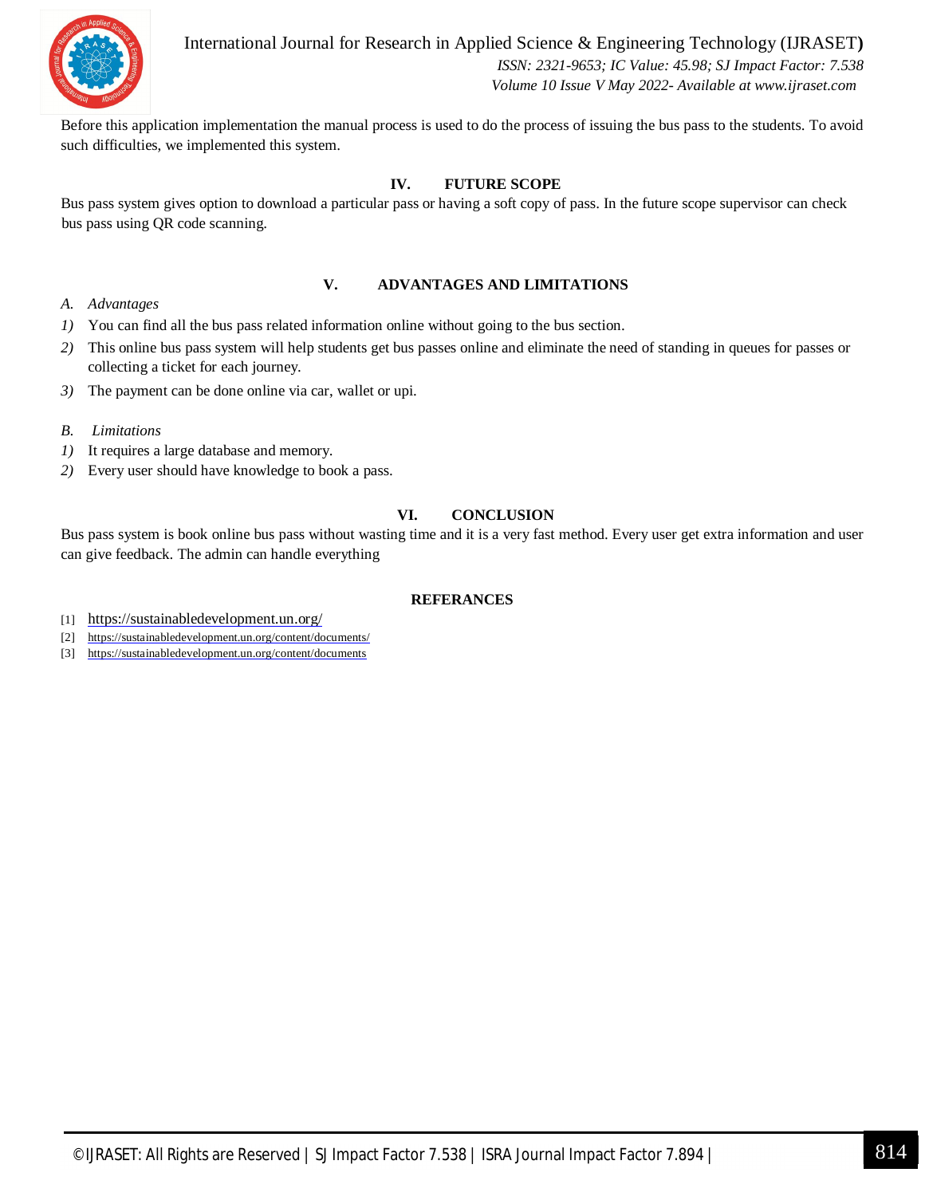Before this application implementation the manual process is used to do the process of issuing the bus pass to the students. To avoid such difficulties, we implemented this system.

## IV. FUTURE SCOPE

Bus pass system gives option to download a particular pass or having a soft copy of pass. In the future scope supervisor can check bus pass using QR code scanning.

## V. ADVANTAGES AND LIMITATIONS

### *A. Advantages*

1) You can find all the bus pass related information online without going to the bus section.
2) This online bus pass system will help students get bus passes online and eliminate the need of standing in queues for passes or collecting a ticket for each journey.
3) The payment can be done online via car, wallet or upi.

### *B. Limitations*

1) It requires a large database and memory.
2) Every user should have knowledge to book a pass.

## VI. CONCLUSION

Bus pass system is book online bus pass without wasting time and it is a very fast method. Every user get extra information and user can give feedback. The admin can handle everything

## REFERANCES

[1] https://sustainabledevelopment.un.org/
[2] https://sustainabledevelopment.un.org/content/documents/
[3] https://sustainabledevelopment.un.org/content/documents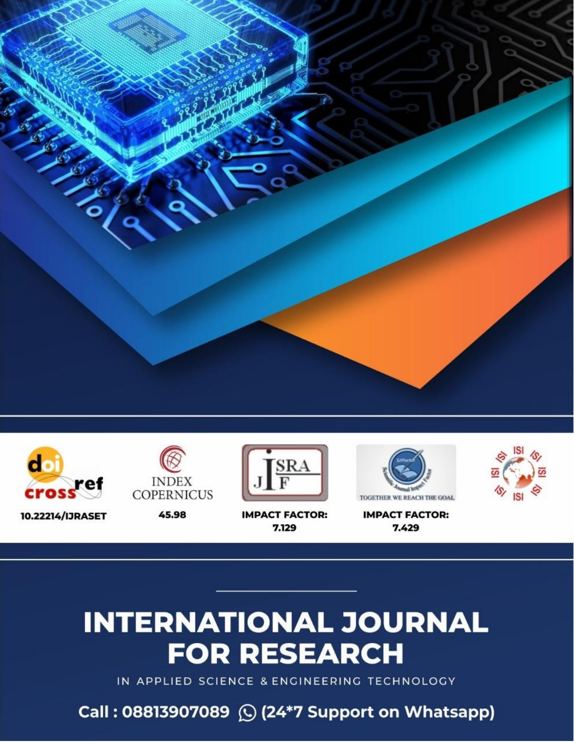10.22214/IJRASET

INDEX COPERNICUS

45.98

IMPACT FACTOR: 7.129

TOGETHER WE REACH THE GOAL

IMPACT FACTOR: 7.429

# INTERNATIONAL JOURNAL FOR RESEARCH

IN APPLIED SCIENCE & ENGINEERING TECHNOLOGY

Call : 08813907089 (24*7 Support on Whatsapp)